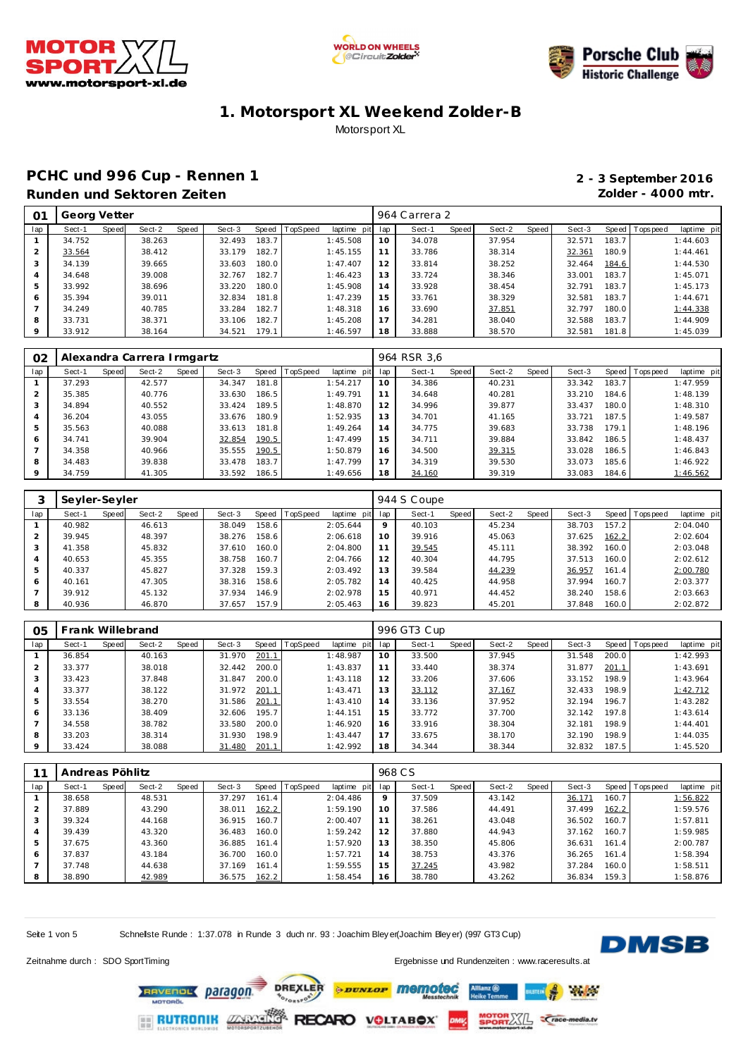# 1. Motorsport XL Weekend Zolder-B

Motorsport XL

## PCHC und 996 Cup - Rennen 1

### Runden und Sektoren Zeiten

**2 - 3 September 2016**
**Zolder - 4000 mtr.**

### 01 Georg Vetter — 964 Carrera 2

| lap | Sect-1 | Speed | Sect-2 | Speed | Sect-3 | Speed | TopSpeed | laptime | pit | lap | Sect-1 | Speed | Sect-2 | Speed | Sect-3 | Speed | Topspeed | laptime | pit |
|---|---|---|---|---|---|---|---|---|---|---|---|---|---|---|---|---|---|---|---|
| 1 | 34.752 | | 38.263 | | 32.493 | 183.7 | | 1:45.508 | | 10 | 34.078 | | 37.954 | | 32.571 | 183.7 | | 1:44.603 | |
| 2 | 33.564 | | 38.412 | | 33.179 | 182.7 | | 1:45.155 | | 11 | 33.786 | | 38.314 | | 32.361 | 180.9 | | 1:44.461 | |
| 3 | 34.139 | | 39.665 | | 33.603 | 180.0 | | 1:47.407 | | 12 | 33.814 | | 38.252 | | 32.464 | 184.6 | | 1:44.530 | |
| 4 | 34.648 | | 39.008 | | 32.767 | 182.7 | | 1:46.423 | | 13 | 33.724 | | 38.346 | | 33.001 | 183.7 | | 1:45.071 | |
| 5 | 33.992 | | 38.696 | | 33.220 | 180.0 | | 1:45.908 | | 14 | 33.928 | | 38.454 | | 32.791 | 183.7 | | 1:45.173 | |
| 6 | 35.394 | | 39.011 | | 32.834 | 181.8 | | 1:47.239 | | 15 | 33.761 | | 38.329 | | 32.581 | 183.7 | | 1:44.671 | |
| 7 | 34.249 | | 40.785 | | 33.284 | 182.7 | | 1:48.318 | | 16 | 33.690 | | 37.851 | | 32.797 | 180.0 | | 1:44.338 | |
| 8 | 33.731 | | 38.371 | | 33.106 | 182.7 | | 1:45.208 | | 17 | 34.281 | | 38.040 | | 32.588 | 183.7 | | 1:44.909 | |
| 9 | 33.912 | | 38.164 | | 34.521 | 179.1 | | 1:46.597 | | 18 | 33.888 | | 38.570 | | 32.581 | 181.8 | | 1:45.039 | |

### 02 Alexandra Carrera Irmgartz — 964 RSR 3,6

| lap | Sect-1 | Speed | Sect-2 | Speed | Sect-3 | Speed | TopSpeed | laptime | pit | lap | Sect-1 | Speed | Sect-2 | Speed | Sect-3 | Speed | Topspeed | laptime | pit |
|---|---|---|---|---|---|---|---|---|---|---|---|---|---|---|---|---|---|---|---|
| 1 | 37.293 | | 42.577 | | 34.347 | 181.8 | | 1:54.217 | | 10 | 34.386 | | 40.231 | | 33.342 | 183.7 | | 1:47.959 | |
| 2 | 35.385 | | 40.776 | | 33.630 | 186.5 | | 1:49.791 | | 11 | 34.648 | | 40.281 | | 33.210 | 184.6 | | 1:48.139 | |
| 3 | 34.894 | | 40.552 | | 33.424 | 189.5 | | 1:48.870 | | 12 | 34.996 | | 39.877 | | 33.437 | 180.0 | | 1:48.310 | |
| 4 | 36.204 | | 43.055 | | 33.676 | 180.9 | | 1:52.935 | | 13 | 34.701 | | 41.165 | | 33.721 | 187.5 | | 1:49.587 | |
| 5 | 35.563 | | 40.088 | | 33.613 | 181.8 | | 1:49.264 | | 14 | 34.775 | | 39.683 | | 33.738 | 179.1 | | 1:48.196 | |
| 6 | 34.741 | | 39.904 | | 32.854 | 190.5 | | 1:47.499 | | 15 | 34.711 | | 39.884 | | 33.842 | 186.5 | | 1:48.437 | |
| 7 | 34.358 | | 40.966 | | 35.555 | 190.5 | | 1:50.879 | | 16 | 34.500 | | 39.315 | | 33.028 | 186.5 | | 1:46.843 | |
| 8 | 34.483 | | 39.838 | | 33.478 | 183.7 | | 1:47.799 | | 17 | 34.319 | | 39.530 | | 33.073 | 185.6 | | 1:46.922 | |
| 9 | 34.759 | | 41.305 | | 33.592 | 186.5 | | 1:49.656 | | 18 | 34.160 | | 39.319 | | 33.083 | 184.6 | | 1:46.562 | |

### 3 Seyler-Seyler — 944 S Coupe

| lap | Sect-1 | Speed | Sect-2 | Speed | Sect-3 | Speed | TopSpeed | laptime | pit | lap | Sect-1 | Speed | Sect-2 | Speed | Sect-3 | Speed | Topspeed | laptime | pit |
|---|---|---|---|---|---|---|---|---|---|---|---|---|---|---|---|---|---|---|---|
| 1 | 40.982 | | 46.613 | | 38.049 | 158.6 | | 2:05.644 | | 9 | 40.103 | | 45.234 | | 38.703 | 157.2 | | 2:04.040 | |
| 2 | 39.945 | | 48.397 | | 38.276 | 158.6 | | 2:06.618 | | 10 | 39.916 | | 45.063 | | 37.625 | 162.2 | | 2:02.604 | |
| 3 | 41.358 | | 45.832 | | 37.610 | 160.0 | | 2:04.800 | | 11 | 39.545 | | 45.111 | | 38.392 | 160.0 | | 2:03.048 | |
| 4 | 40.653 | | 45.355 | | 38.758 | 160.7 | | 2:04.766 | | 12 | 40.304 | | 44.795 | | 37.513 | 160.0 | | 2:02.612 | |
| 5 | 40.337 | | 45.827 | | 37.328 | 159.3 | | 2:03.492 | | 13 | 39.584 | | 44.239 | | 36.957 | 161.4 | | 2:00.780 | |
| 6 | 40.161 | | 47.305 | | 38.316 | 158.6 | | 2:05.782 | | 14 | 40.425 | | 44.958 | | 37.994 | 160.7 | | 2:03.377 | |
| 7 | 39.912 | | 45.132 | | 37.934 | 146.9 | | 2:02.978 | | 15 | 40.971 | | 44.452 | | 38.240 | 158.6 | | 2:03.663 | |
| 8 | 40.936 | | 46.870 | | 37.657 | 157.9 | | 2:05.463 | | 16 | 39.823 | | 45.201 | | 37.848 | 160.0 | | 2:02.872 | |

### 05 Frank Willebrand — 996 GT3 Cup

| lap | Sect-1 | Speed | Sect-2 | Speed | Sect-3 | Speed | TopSpeed | laptime | pit | lap | Sect-1 | Speed | Sect-2 | Speed | Sect-3 | Speed | Topspeed | laptime | pit |
|---|---|---|---|---|---|---|---|---|---|---|---|---|---|---|---|---|---|---|---|
| 1 | 36.854 | | 40.163 | | 31.970 | 201.1 | | 1:48.987 | | 10 | 33.500 | | 37.945 | | 31.548 | 200.0 | | 1:42.993 | |
| 2 | 33.377 | | 38.018 | | 32.442 | 200.0 | | 1:43.837 | | 11 | 33.440 | | 38.374 | | 31.877 | 201.1 | | 1:43.691 | |
| 3 | 33.423 | | 37.848 | | 31.847 | 200.0 | | 1:43.118 | | 12 | 33.206 | | 37.606 | | 33.152 | 198.9 | | 1:43.964 | |
| 4 | 33.377 | | 38.122 | | 31.972 | 201.1 | | 1:43.471 | | 13 | 33.112 | | 37.167 | | 32.433 | 198.9 | | 1:42.712 | |
| 5 | 33.554 | | 38.270 | | 31.586 | 201.1 | | 1:43.410 | | 14 | 33.136 | | 37.952 | | 32.194 | 196.7 | | 1:43.282 | |
| 6 | 33.136 | | 38.409 | | 32.606 | 195.7 | | 1:44.151 | | 15 | 33.772 | | 37.700 | | 32.142 | 197.8 | | 1:43.614 | |
| 7 | 34.558 | | 38.782 | | 33.580 | 200.0 | | 1:46.920 | | 16 | 33.916 | | 38.304 | | 32.181 | 198.9 | | 1:44.401 | |
| 8 | 33.203 | | 38.314 | | 31.930 | 198.9 | | 1:43.447 | | 17 | 33.675 | | 38.170 | | 32.190 | 198.9 | | 1:44.035 | |
| 9 | 33.424 | | 38.088 | | 31.480 | 201.1 | | 1:42.992 | | 18 | 34.344 | | 38.344 | | 32.832 | 187.5 | | 1:45.520 | |

### 11 Andreas Pöhlitz — 968 CS

| lap | Sect-1 | Speed | Sect-2 | Speed | Sect-3 | Speed | TopSpeed | laptime | pit | lap | Sect-1 | Speed | Sect-2 | Speed | Sect-3 | Speed | Topspeed | laptime | pit |
|---|---|---|---|---|---|---|---|---|---|---|---|---|---|---|---|---|---|---|---|
| 1 | 38.658 | | 48.531 | | 37.297 | 161.4 | | 2:04.486 | | 9 | 37.509 | | 43.142 | | 36.171 | 160.7 | | 1:56.822 | |
| 2 | 37.889 | | 43.290 | | 38.011 | 162.2 | | 1:59.190 | | 10 | 37.586 | | 44.491 | | 37.499 | 162.2 | | 1:59.576 | |
| 3 | 39.324 | | 44.168 | | 36.915 | 160.7 | | 2:00.407 | | 11 | 38.261 | | 43.048 | | 36.502 | 160.7 | | 1:57.811 | |
| 4 | 39.439 | | 43.320 | | 36.483 | 160.0 | | 1:59.242 | | 12 | 37.880 | | 44.943 | | 37.162 | 160.7 | | 1:59.985 | |
| 5 | 37.675 | | 43.360 | | 36.885 | 161.4 | | 1:57.920 | | 13 | 38.350 | | 45.806 | | 36.631 | 161.4 | | 2:00.787 | |
| 6 | 37.837 | | 43.184 | | 36.700 | 160.0 | | 1:57.721 | | 14 | 38.753 | | 43.376 | | 36.265 | 161.4 | | 1:58.394 | |
| 7 | 37.748 | | 44.638 | | 37.169 | 161.4 | | 1:59.555 | | 15 | 37.245 | | 43.982 | | 37.284 | 160.0 | | 1:58.511 | |
| 8 | 38.890 | | 42.989 | | 36.575 | 162.2 | | 1:58.454 | | 16 | 38.780 | | 43.262 | | 36.834 | 159.3 | | 1:58.876 | |

Schnellste Runde : 1:37.078 in Runde 3 duch nr. 93 : Joachim Bleyer(Joachim Bleyer) (997 GT3 Cup)

Zeitnahme durch : SDO SportTiming

Ergebnisse und Rundenzeiten : www.raceresults.at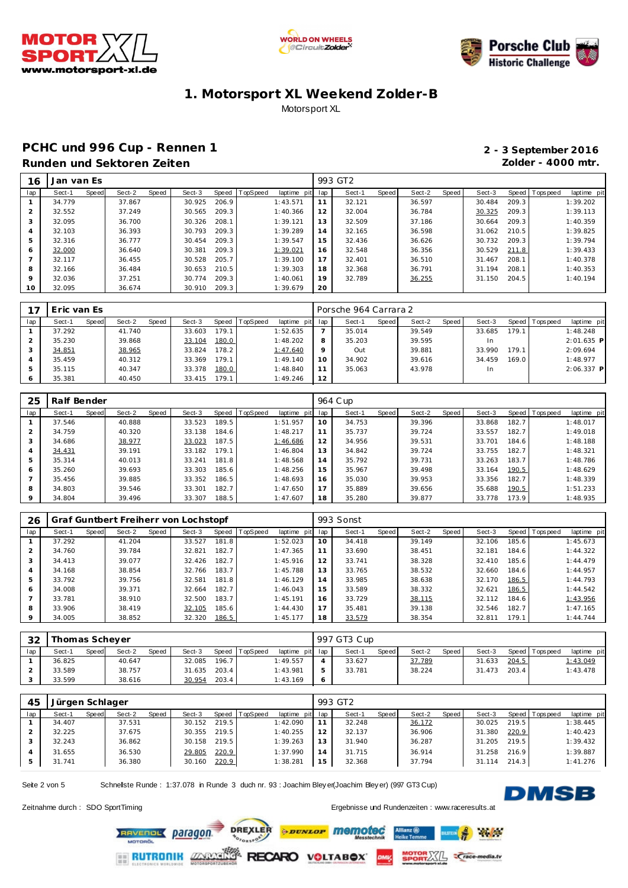# 1. Motorsport XL Weekend Zolder-B

Motorsport XL

## PCHC und 996 Cup - Rennen 1

**Runden und Sektoren Zeiten**

**2 - 3 September 2016**
**Zolder - 4000 mtr.**

| 16 | Jan van Es | | | | | | | | 993 GT2 | | | | | | | | |
|---|---|---|---|---|---|---|---|---|---|---|---|---|---|---|---|---|---|
| lap | Sect-1 | Speed | Sect-2 | Speed | Sect-3 | Speed | TopSpeed | laptime pit | lap | Sect-1 | Speed | Sect-2 | Speed | Sect-3 | Speed | Topspeed | laptime pit |
| 1 | 34.779 | | 37.867 | | 30.925 | 206.9 | | 1:43.571 | 11 | 32.121 | | 36.597 | | 30.484 | 209.3 | | 1:39.202 |
| 2 | 32.552 | | 37.249 | | 30.565 | 209.3 | | 1:40.366 | 12 | 32.004 | | 36.784 | | 30.325 | 209.3 | | 1:39.113 |
| 3 | 32.095 | | 36.700 | | 30.326 | 208.1 | | 1:39.121 | 13 | 32.509 | | 37.186 | | 30.664 | 209.3 | | 1:40.359 |
| 4 | 32.103 | | 36.393 | | 30.793 | 209.3 | | 1:39.289 | 14 | 32.165 | | 36.598 | | 31.062 | 210.5 | | 1:39.825 |
| 5 | 32.316 | | 36.777 | | 30.454 | 209.3 | | 1:39.547 | 15 | 32.436 | | 36.626 | | 30.732 | 209.3 | | 1:39.794 |
| 6 | 32.000 | | 36.640 | | 30.381 | 209.3 | | 1:39.021 | 16 | 32.548 | | 36.356 | | 30.529 | 211.8 | | 1:39.433 |
| 7 | 32.117 | | 36.455 | | 30.528 | 205.7 | | 1:39.100 | 17 | 32.401 | | 36.510 | | 31.467 | 208.1 | | 1:40.378 |
| 8 | 32.166 | | 36.484 | | 30.653 | 210.5 | | 1:39.303 | 18 | 32.368 | | 36.791 | | 31.194 | 208.1 | | 1:40.353 |
| 9 | 32.036 | | 37.251 | | 30.774 | 209.3 | | 1:40.061 | 19 | 32.789 | | 36.255 | | 31.150 | 204.5 | | 1:40.194 |
| 10 | 32.095 | | 36.674 | | 30.910 | 209.3 | | 1:39.679 | 20 | | | | | | | | |

| 17 | Eric van Es | | | | | | | | Porsche 964 Carrara 2 | | | | | | | | |
|---|---|---|---|---|---|---|---|---|---|---|---|---|---|---|---|---|---|
| lap | Sect-1 | Speed | Sect-2 | Speed | Sect-3 | Speed | TopSpeed | laptime pit | lap | Sect-1 | Speed | Sect-2 | Speed | Sect-3 | Speed | Topspeed | laptime pit |
| 1 | 37.292 | | 41.740 | | 33.603 | 179.1 | | 1:52.635 | 7 | 35.014 | | 39.549 | | 33.685 | 179.1 | | 1:48.248 |
| 2 | 35.230 | | 39.868 | | 33.104 | 180.0 | | 1:48.202 | 8 | 35.203 | | 39.595 | | In | | | 2:01.635 P |
| 3 | 34.851 | | 38.965 | | 33.824 | 178.2 | | 1:47.640 | 9 | Out | | 39.881 | | 33.990 | 179.1 | | 2:09.694 |
| 4 | 35.459 | | 40.312 | | 33.369 | 179.1 | | 1:49.140 | 10 | 34.902 | | 39.616 | | 34.459 | 169.0 | | 1:48.977 |
| 5 | 35.115 | | 40.347 | | 33.378 | 180.0 | | 1:48.840 | 11 | 35.063 | | 43.978 | | In | | | 2:06.337 P |
| 6 | 35.381 | | 40.450 | | 33.415 | 179.1 | | 1:49.246 | 12 | | | | | | | | |

| 25 | Ralf Bender | | | | | | | | 964 Cup | | | | | | | | |
|---|---|---|---|---|---|---|---|---|---|---|---|---|---|---|---|---|---|
| lap | Sect-1 | Speed | Sect-2 | Speed | Sect-3 | Speed | TopSpeed | laptime pit | lap | Sect-1 | Speed | Sect-2 | Speed | Sect-3 | Speed | Topspeed | laptime pit |
| 1 | 37.546 | | 40.888 | | 33.523 | 189.5 | | 1:51.957 | 10 | 34.753 | | 39.396 | | 33.868 | 182.7 | | 1:48.017 |
| 2 | 34.759 | | 40.320 | | 33.138 | 184.6 | | 1:48.217 | 11 | 35.737 | | 39.724 | | 33.557 | 182.7 | | 1:49.018 |
| 3 | 34.686 | | 38.977 | | 33.023 | 187.5 | | 1:46.686 | 12 | 34.956 | | 39.531 | | 33.701 | 184.6 | | 1:48.188 |
| 4 | 34.431 | | 39.191 | | 33.182 | 179.1 | | 1:46.804 | 13 | 34.842 | | 39.724 | | 33.755 | 182.7 | | 1:48.321 |
| 5 | 35.314 | | 40.013 | | 33.241 | 181.8 | | 1:48.568 | 14 | 35.792 | | 39.731 | | 33.263 | 183.7 | | 1:48.786 |
| 6 | 35.260 | | 39.693 | | 33.303 | 185.6 | | 1:48.256 | 15 | 35.967 | | 39.498 | | 33.164 | 190.5 | | 1:48.629 |
| 7 | 35.456 | | 39.885 | | 33.352 | 186.5 | | 1:48.693 | 16 | 35.030 | | 39.953 | | 33.356 | 182.7 | | 1:48.339 |
| 8 | 34.803 | | 39.546 | | 33.301 | 182.7 | | 1:47.650 | 17 | 35.889 | | 39.656 | | 35.688 | 190.5 | | 1:51.233 |
| 9 | 34.804 | | 39.496 | | 33.307 | 188.5 | | 1:47.607 | 18 | 35.280 | | 39.877 | | 33.778 | 173.9 | | 1:48.935 |

| 26 | Graf Guntbert Freiherr von Lochstopf | | | | | | | | 993 Sonst | | | | | | | | |
|---|---|---|---|---|---|---|---|---|---|---|---|---|---|---|---|---|---|
| lap | Sect-1 | Speed | Sect-2 | Speed | Sect-3 | Speed | TopSpeed | laptime pit | lap | Sect-1 | Speed | Sect-2 | Speed | Sect-3 | Speed | Topspeed | laptime pit |
| 1 | 37.292 | | 41.204 | | 33.527 | 181.8 | | 1:52.023 | 10 | 34.418 | | 39.149 | | 32.106 | 185.6 | | 1:45.673 |
| 2 | 34.760 | | 39.784 | | 32.821 | 182.7 | | 1:47.365 | 11 | 33.690 | | 38.451 | | 32.181 | 184.6 | | 1:44.322 |
| 3 | 34.413 | | 39.077 | | 32.426 | 182.7 | | 1:45.916 | 12 | 33.741 | | 38.328 | | 32.410 | 185.6 | | 1:44.479 |
| 4 | 34.168 | | 38.854 | | 32.766 | 183.7 | | 1:45.788 | 13 | 33.765 | | 38.532 | | 32.660 | 184.6 | | 1:44.957 |
| 5 | 33.792 | | 39.756 | | 32.581 | 181.8 | | 1:46.129 | 14 | 33.985 | | 38.638 | | 32.170 | 186.5 | | 1:44.793 |
| 6 | 34.008 | | 39.371 | | 32.664 | 182.7 | | 1:46.043 | 15 | 33.589 | | 38.332 | | 32.621 | 186.5 | | 1:44.542 |
| 7 | 33.781 | | 38.910 | | 32.500 | 183.7 | | 1:45.191 | 16 | 33.729 | | 38.115 | | 32.112 | 184.6 | | 1:43.956 |
| 8 | 33.906 | | 38.419 | | 32.105 | 185.6 | | 1:44.430 | 17 | 35.481 | | 39.138 | | 32.546 | 182.7 | | 1:47.165 |
| 9 | 34.005 | | 38.852 | | 32.320 | 186.5 | | 1:45.177 | 18 | 33.579 | | 38.354 | | 32.811 | 179.1 | | 1:44.744 |

| 32 | Thomas Scheyer | | | | | | | | 997 GT3 Cup | | | | | | | | |
|---|---|---|---|---|---|---|---|---|---|---|---|---|---|---|---|---|---|
| lap | Sect-1 | Speed | Sect-2 | Speed | Sect-3 | Speed | TopSpeed | laptime pit | lap | Sect-1 | Speed | Sect-2 | Speed | Sect-3 | Speed | Topspeed | laptime pit |
| 1 | 36.825 | | 40.647 | | 32.085 | 196.7 | | 1:49.557 | 4 | 33.627 | | 37.789 | | 31.633 | 204.5 | | 1:43.049 |
| 2 | 33.589 | | 38.757 | | 31.635 | 203.4 | | 1:43.981 | 5 | 33.781 | | 38.224 | | 31.473 | 203.4 | | 1:43.478 |
| 3 | 33.599 | | 38.616 | | 30.954 | 203.4 | | 1:43.169 | 6 | | | | | | | | |

| 45 | Jürgen Schlager | | | | | | | | 993 GT2 | | | | | | | | |
|---|---|---|---|---|---|---|---|---|---|---|---|---|---|---|---|---|---|
| lap | Sect-1 | Speed | Sect-2 | Speed | Sect-3 | Speed | TopSpeed | laptime pit | lap | Sect-1 | Speed | Sect-2 | Speed | Sect-3 | Speed | Topspeed | laptime pit |
| 1 | 34.407 | | 37.531 | | 30.152 | 219.5 | | 1:42.090 | 11 | 32.248 | | 36.172 | | 30.025 | 219.5 | | 1:38.445 |
| 2 | 32.225 | | 37.675 | | 30.355 | 219.5 | | 1:40.255 | 12 | 32.137 | | 36.906 | | 31.380 | 220.9 | | 1:40.423 |
| 3 | 32.243 | | 36.862 | | 30.158 | 219.5 | | 1:39.263 | 13 | 31.940 | | 36.287 | | 31.205 | 219.5 | | 1:39.432 |
| 4 | 31.655 | | 36.530 | | 29.805 | 220.9 | | 1:37.990 | 14 | 31.715 | | 36.914 | | 31.258 | 216.9 | | 1:39.887 |
| 5 | 31.741 | | 36.380 | | 30.160 | 220.9 | | 1:38.281 | 15 | 32.368 | | 37.794 | | 31.114 | 214.3 | | 1:41.276 |

Schnellste Runde : 1:37.078 in Runde 3 duch nr. 93 : Joachim Bleyer(Joachim Bleyer) (997 GT3 Cup)

Zeitnahme durch : SDO SportTiming

Ergebnisse und Rundenzeiten : www.raceresults.at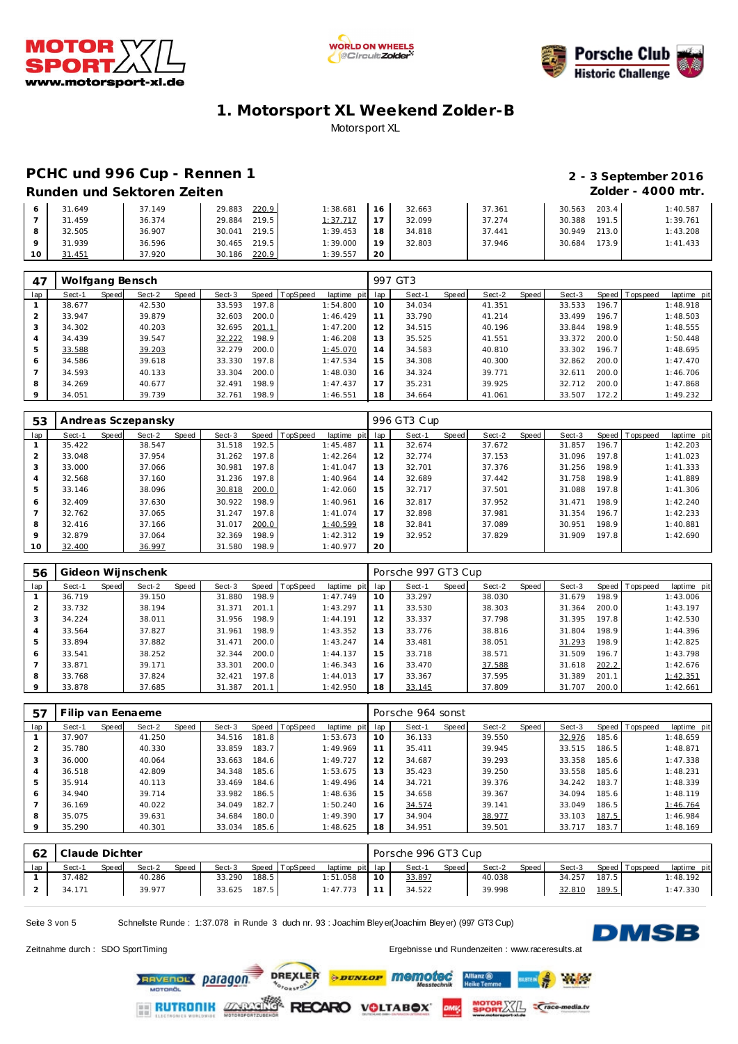# 1. Motorsport XL Weekend Zolder-B

Motorsport XL

## PCHC und 996 Cup - Rennen 1

### Runden und Sektoren Zeiten

**2 - 3 September 2016**
**Zolder - 4000 mtr.**

| lap | Sect-1 | Speed | Sect-2 | Speed | Sect-3 | Speed | TopSpeed | laptime pit | lap | Sect-1 | Speed | Sect-2 | Speed | Sect-3 | Speed | Topspeed | laptime pit |
|---|---|---|---|---|---|---|---|---|---|---|---|---|---|---|---|---|---|
| 6 | 31.649 | | 37.149 | | 29.883 | 220.9 | | 1:38.681 | 16 | 32.663 | | 37.361 | | 30.563 | 203.4 | | 1:40.587 |
| 7 | 31.459 | | 36.374 | | 29.884 | 219.5 | | 1:37.717 | 17 | 32.099 | | 37.274 | | 30.388 | 191.5 | | 1:39.761 |
| 8 | 32.505 | | 36.907 | | 30.041 | 219.5 | | 1:39.453 | 18 | 34.818 | | 37.441 | | 30.949 | 213.0 | | 1:43.208 |
| 9 | 31.939 | | 36.596 | | 30.465 | 219.5 | | 1:39.000 | 19 | 32.803 | | 37.946 | | 30.684 | 173.9 | | 1:41.433 |
| 10 | 31.451 | | 37.920 | | 30.186 | 220.9 | | 1:39.557 | 20 | | | | | | | | |

**47 Wolfgang Bensch** — 997 GT3

| lap | Sect-1 | Speed | Sect-2 | Speed | Sect-3 | Speed | TopSpeed | laptime pit | lap | Sect-1 | Speed | Sect-2 | Speed | Sect-3 | Speed | Topspeed | laptime pit |
|---|---|---|---|---|---|---|---|---|---|---|---|---|---|---|---|---|---|
| 1 | 38.677 | | 42.530 | | 33.593 | 197.8 | | 1:54.800 | 10 | 34.034 | | 41.351 | | 33.533 | 196.7 | | 1:48.918 |
| 2 | 33.947 | | 39.879 | | 32.603 | 200.0 | | 1:46.429 | 11 | 33.790 | | 41.214 | | 33.499 | 196.7 | | 1:48.503 |
| 3 | 34.302 | | 40.203 | | 32.695 | 201.1 | | 1:47.200 | 12 | 34.515 | | 40.196 | | 33.844 | 198.9 | | 1:48.555 |
| 4 | 34.439 | | 39.547 | | 32.222 | 198.9 | | 1:46.208 | 13 | 35.525 | | 41.551 | | 33.372 | 200.0 | | 1:50.448 |
| 5 | 33.588 | | 39.203 | | 32.279 | 200.0 | | 1:45.070 | 14 | 34.583 | | 40.810 | | 33.302 | 196.7 | | 1:48.695 |
| 6 | 34.586 | | 39.618 | | 33.330 | 197.8 | | 1:47.534 | 15 | 34.308 | | 40.300 | | 32.862 | 200.0 | | 1:47.470 |
| 7 | 34.593 | | 40.133 | | 33.304 | 200.0 | | 1:48.030 | 16 | 34.324 | | 39.771 | | 32.611 | 200.0 | | 1:46.706 |
| 8 | 34.269 | | 40.677 | | 32.491 | 198.9 | | 1:47.437 | 17 | 35.231 | | 39.925 | | 32.712 | 200.0 | | 1:47.868 |
| 9 | 34.051 | | 39.739 | | 32.761 | 198.9 | | 1:46.551 | 18 | 34.664 | | 41.061 | | 33.507 | 172.2 | | 1:49.232 |

**53 Andreas Sczepansky** — 996 GT3 Cup

| lap | Sect-1 | Speed | Sect-2 | Speed | Sect-3 | Speed | TopSpeed | laptime pit | lap | Sect-1 | Speed | Sect-2 | Speed | Sect-3 | Speed | Topspeed | laptime pit |
|---|---|---|---|---|---|---|---|---|---|---|---|---|---|---|---|---|---|
| 1 | 35.422 | | 38.547 | | 31.518 | 192.5 | | 1:45.487 | 11 | 32.674 | | 37.672 | | 31.857 | 196.7 | | 1:42.203 |
| 2 | 33.048 | | 37.954 | | 31.262 | 197.8 | | 1:42.264 | 12 | 32.774 | | 37.153 | | 31.096 | 197.8 | | 1:41.023 |
| 3 | 33.000 | | 37.066 | | 30.981 | 197.8 | | 1:41.047 | 13 | 32.701 | | 37.376 | | 31.256 | 198.9 | | 1:41.333 |
| 4 | 32.568 | | 37.160 | | 31.236 | 197.8 | | 1:40.964 | 14 | 32.689 | | 37.442 | | 31.758 | 198.9 | | 1:41.889 |
| 5 | 33.146 | | 38.096 | | 30.818 | 200.0 | | 1:42.060 | 15 | 32.717 | | 37.501 | | 31.088 | 197.8 | | 1:41.306 |
| 6 | 32.409 | | 37.630 | | 30.922 | 198.9 | | 1:40.961 | 16 | 32.817 | | 37.952 | | 31.471 | 198.9 | | 1:42.240 |
| 7 | 32.762 | | 37.065 | | 31.247 | 197.8 | | 1:41.074 | 17 | 32.898 | | 37.981 | | 31.354 | 196.7 | | 1:42.233 |
| 8 | 32.416 | | 37.166 | | 31.017 | 200.0 | | 1:40.599 | 18 | 32.841 | | 37.089 | | 30.951 | 198.9 | | 1:40.881 |
| 9 | 32.879 | | 37.064 | | 32.369 | 198.9 | | 1:42.312 | 19 | 32.952 | | 37.829 | | 31.909 | 197.8 | | 1:42.690 |
| 10 | 32.400 | | 36.997 | | 31.580 | 198.9 | | 1:40.977 | 20 | | | | | | | | |

**56 Gideon Wijnschenk** — Porsche 997 GT3 Cup

| lap | Sect-1 | Speed | Sect-2 | Speed | Sect-3 | Speed | TopSpeed | laptime pit | lap | Sect-1 | Speed | Sect-2 | Speed | Sect-3 | Speed | Topspeed | laptime pit |
|---|---|---|---|---|---|---|---|---|---|---|---|---|---|---|---|---|---|
| 1 | 36.719 | | 39.150 | | 31.880 | 198.9 | | 1:47.749 | 10 | 33.297 | | 38.030 | | 31.679 | 198.9 | | 1:43.006 |
| 2 | 33.732 | | 38.194 | | 31.371 | 201.1 | | 1:43.297 | 11 | 33.530 | | 38.303 | | 31.364 | 200.0 | | 1:43.197 |
| 3 | 34.224 | | 38.011 | | 31.956 | 198.9 | | 1:44.191 | 12 | 33.337 | | 37.798 | | 31.395 | 197.8 | | 1:42.530 |
| 4 | 33.564 | | 37.827 | | 31.961 | 198.9 | | 1:43.352 | 13 | 33.776 | | 38.816 | | 31.804 | 198.9 | | 1:44.396 |
| 5 | 33.894 | | 37.882 | | 31.471 | 200.0 | | 1:43.247 | 14 | 33.481 | | 38.051 | | 31.293 | 198.9 | | 1:42.825 |
| 6 | 33.541 | | 38.252 | | 32.344 | 200.0 | | 1:44.137 | 15 | 33.718 | | 38.571 | | 31.509 | 196.7 | | 1:43.798 |
| 7 | 33.871 | | 39.171 | | 33.301 | 200.0 | | 1:46.343 | 16 | 33.470 | | 37.588 | | 31.618 | 202.2 | | 1:42.676 |
| 8 | 33.768 | | 37.824 | | 32.421 | 197.8 | | 1:44.013 | 17 | 33.367 | | 37.595 | | 31.389 | 201.1 | | 1:42.351 |
| 9 | 33.878 | | 37.685 | | 31.387 | 201.1 | | 1:42.950 | 18 | 33.145 | | 37.809 | | 31.707 | 200.0 | | 1:42.661 |

**57 Filip van Eenaeme** — Porsche 964 sonst

| lap | Sect-1 | Speed | Sect-2 | Speed | Sect-3 | Speed | TopSpeed | laptime pit | lap | Sect-1 | Speed | Sect-2 | Speed | Sect-3 | Speed | Topspeed | laptime pit |
|---|---|---|---|---|---|---|---|---|---|---|---|---|---|---|---|---|---|
| 1 | 37.907 | | 41.250 | | 34.516 | 181.8 | | 1:53.673 | 10 | 36.133 | | 39.550 | | 32.976 | 185.6 | | 1:48.659 |
| 2 | 35.780 | | 40.330 | | 33.859 | 183.7 | | 1:49.969 | 11 | 35.411 | | 39.945 | | 33.515 | 186.5 | | 1:48.871 |
| 3 | 36.000 | | 40.064 | | 33.663 | 184.6 | | 1:49.727 | 12 | 34.687 | | 39.293 | | 33.358 | 185.6 | | 1:47.338 |
| 4 | 36.518 | | 42.809 | | 34.348 | 185.6 | | 1:53.675 | 13 | 35.423 | | 39.250 | | 33.558 | 185.6 | | 1:48.231 |
| 5 | 35.914 | | 40.113 | | 33.469 | 184.6 | | 1:49.496 | 14 | 34.721 | | 39.376 | | 34.242 | 183.7 | | 1:48.339 |
| 6 | 34.940 | | 39.714 | | 33.982 | 186.5 | | 1:48.636 | 15 | 34.658 | | 39.367 | | 34.094 | 185.6 | | 1:48.119 |
| 7 | 36.169 | | 40.022 | | 34.049 | 182.7 | | 1:50.240 | 16 | 34.574 | | 39.141 | | 33.049 | 186.5 | | 1:46.764 |
| 8 | 35.075 | | 39.631 | | 34.684 | 180.0 | | 1:49.390 | 17 | 34.904 | | 38.977 | | 33.103 | 187.5 | | 1:46.984 |
| 9 | 35.290 | | 40.301 | | 33.034 | 185.6 | | 1:48.625 | 18 | 34.951 | | 39.501 | | 33.717 | 183.7 | | 1:48.169 |

**62 Claude Dichter** — Porsche 996 GT3 Cup

| lap | Sect-1 | Speed | Sect-2 | Speed | Sect-3 | Speed | TopSpeed | laptime pit | lap | Sect-1 | Speed | Sect-2 | Speed | Sect-3 | Speed | Topspeed | laptime pit |
|---|---|---|---|---|---|---|---|---|---|---|---|---|---|---|---|---|---|
| 1 | 37.482 | | 40.286 | | 33.290 | 188.5 | | 1:51.058 | 10 | 33.897 | | 40.038 | | 34.257 | 187.5 | | 1:48.192 |
| 2 | 34.171 | | 39.977 | | 33.625 | 187.5 | | 1:47.773 | 11 | 34.522 | | 39.998 | | 32.810 | 189.5 | | 1:47.330 |

Schnellste Runde : 1:37.078 in Runde 3 duch nr. 93 : Joachim Bleyer(Joachim Bleyer) (997 GT3 Cup)

Zeitnahme durch : SDO SportTiming

Ergebnisse und Rundenzeiten : www.raceresults.at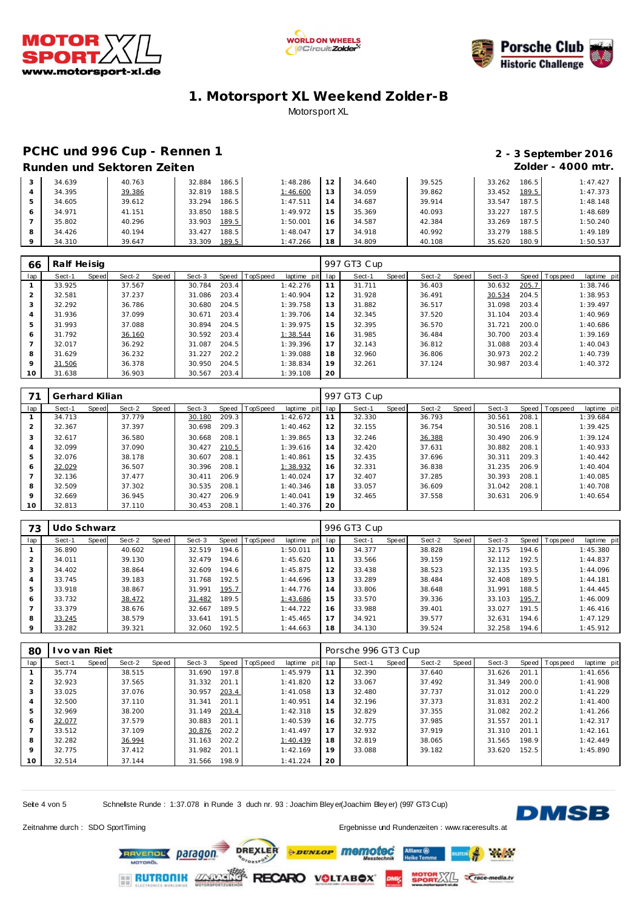# 1. Motorsport XL Weekend Zolder-B

Motorsport XL

## PCHC und 996 Cup - Rennen 1

**Runden und Sektoren Zeiten**

**2 - 3 September 2016**

**Zolder - 4000 mtr.**

| lap | Sect-1 | Speed | Sect-2 | Speed | Sect-3 | Speed | TopSpeed | laptime pit | lap | Sect-1 | Speed | Sect-2 | Speed | Sect-3 | Speed | Topspeed | laptime pit |
|---|---|---|---|---|---|---|---|---|---|---|---|---|---|---|---|---|---|
| 3 | 34.639 | | 40.763 | | 32.884 | 186.5 | | 1:48.286 | 12 | 34.640 | | 39.525 | | 33.262 | 186.5 | | 1:47.427 |
| 4 | 34.395 | | 39.386 | | 32.819 | 188.5 | | 1:46.600 | 13 | 34.059 | | 39.862 | | 33.452 | 189.5 | | 1:47.373 |
| 5 | 34.605 | | 39.612 | | 33.294 | 186.5 | | 1:47.511 | 14 | 34.687 | | 39.914 | | 33.547 | 187.5 | | 1:48.148 |
| 6 | 34.971 | | 41.151 | | 33.850 | 188.5 | | 1:49.972 | 15 | 35.369 | | 40.093 | | 33.227 | 187.5 | | 1:48.689 |
| 7 | 35.802 | | 40.296 | | 33.903 | 189.5 | | 1:50.001 | 16 | 34.587 | | 42.384 | | 33.269 | 187.5 | | 1:50.240 |
| 8 | 34.426 | | 40.194 | | 33.427 | 188.5 | | 1:48.047 | 17 | 34.918 | | 40.992 | | 33.279 | 188.5 | | 1:49.189 |
| 9 | 34.310 | | 39.647 | | 33.309 | 189.5 | | 1:47.266 | 18 | 34.809 | | 40.108 | | 35.620 | 180.9 | | 1:50.537 |

**66 Ralf Heisig** — 997 GT3 Cup

| lap | Sect-1 | Speed | Sect-2 | Speed | Sect-3 | Speed | TopSpeed | laptime pit | lap | Sect-1 | Speed | Sect-2 | Speed | Sect-3 | Speed | Topspeed | laptime pit |
|---|---|---|---|---|---|---|---|---|---|---|---|---|---|---|---|---|---|
| 1 | 33.925 | | 37.567 | | 30.784 | 203.4 | | 1:42.276 | 11 | 31.711 | | 36.403 | | 30.632 | 205.7 | | 1:38.746 |
| 2 | 32.581 | | 37.237 | | 31.086 | 203.4 | | 1:40.904 | 12 | 31.928 | | 36.491 | | 30.534 | 204.5 | | 1:38.953 |
| 3 | 32.292 | | 36.786 | | 30.680 | 204.5 | | 1:39.758 | 13 | 31.882 | | 36.517 | | 31.098 | 203.4 | | 1:39.497 |
| 4 | 31.936 | | 37.099 | | 30.671 | 203.4 | | 1:39.706 | 14 | 32.345 | | 37.520 | | 31.104 | 203.4 | | 1:40.969 |
| 5 | 31.993 | | 37.088 | | 30.894 | 204.5 | | 1:39.975 | 15 | 32.395 | | 36.570 | | 31.721 | 200.0 | | 1:40.686 |
| 6 | 31.792 | | 36.160 | | 30.592 | 203.4 | | 1:38.544 | 16 | 31.985 | | 36.484 | | 30.700 | 203.4 | | 1:39.169 |
| 7 | 32.017 | | 36.292 | | 31.087 | 204.5 | | 1:39.396 | 17 | 32.143 | | 36.812 | | 31.088 | 203.4 | | 1:40.043 |
| 8 | 31.629 | | 36.232 | | 31.227 | 202.2 | | 1:39.088 | 18 | 32.960 | | 36.806 | | 30.973 | 202.2 | | 1:40.739 |
| 9 | 31.506 | | 36.378 | | 30.950 | 204.5 | | 1:38.834 | 19 | 32.261 | | 37.124 | | 30.987 | 203.4 | | 1:40.372 |
| 10 | 31.638 | | 36.903 | | 30.567 | 203.4 | | 1:39.108 | 20 | | | | | | | | |

**71 Gerhard Kilian** — 997 GT3 Cup

| lap | Sect-1 | Speed | Sect-2 | Speed | Sect-3 | Speed | TopSpeed | laptime pit | lap | Sect-1 | Speed | Sect-2 | Speed | Sect-3 | Speed | Topspeed | laptime pit |
|---|---|---|---|---|---|---|---|---|---|---|---|---|---|---|---|---|---|
| 1 | 34.713 | | 37.779 | | 30.180 | 209.3 | | 1:42.672 | 11 | 32.330 | | 36.793 | | 30.561 | 208.1 | | 1:39.684 |
| 2 | 32.367 | | 37.397 | | 30.698 | 209.3 | | 1:40.462 | 12 | 32.155 | | 36.754 | | 30.516 | 208.1 | | 1:39.425 |
| 3 | 32.617 | | 36.580 | | 30.668 | 208.1 | | 1:39.865 | 13 | 32.246 | | 36.388 | | 30.490 | 206.9 | | 1:39.124 |
| 4 | 32.099 | | 37.090 | | 30.427 | 210.5 | | 1:39.616 | 14 | 32.420 | | 37.631 | | 30.882 | 208.1 | | 1:40.933 |
| 5 | 32.076 | | 38.178 | | 30.607 | 208.1 | | 1:40.861 | 15 | 32.435 | | 37.696 | | 30.311 | 209.3 | | 1:40.442 |
| 6 | 32.029 | | 36.507 | | 30.396 | 208.1 | | 1:38.932 | 16 | 32.331 | | 36.838 | | 31.235 | 206.9 | | 1:40.404 |
| 7 | 32.136 | | 37.477 | | 30.411 | 206.9 | | 1:40.024 | 17 | 32.407 | | 37.285 | | 30.393 | 208.1 | | 1:40.085 |
| 8 | 32.509 | | 37.302 | | 30.535 | 208.1 | | 1:40.346 | 18 | 33.057 | | 36.609 | | 31.042 | 208.1 | | 1:40.708 |
| 9 | 32.669 | | 36.945 | | 30.427 | 206.9 | | 1:40.041 | 19 | 32.465 | | 37.558 | | 30.631 | 206.9 | | 1:40.654 |
| 10 | 32.813 | | 37.110 | | 30.453 | 208.1 | | 1:40.376 | 20 | | | | | | | | |

**73 Udo Schwarz** — 996 GT3 Cup

| lap | Sect-1 | Speed | Sect-2 | Speed | Sect-3 | Speed | TopSpeed | laptime pit | lap | Sect-1 | Speed | Sect-2 | Speed | Sect-3 | Speed | Topspeed | laptime pit |
|---|---|---|---|---|---|---|---|---|---|---|---|---|---|---|---|---|---|
| 1 | 36.890 | | 40.602 | | 32.519 | 194.6 | | 1:50.011 | 10 | 34.377 | | 38.828 | | 32.175 | 194.6 | | 1:45.380 |
| 2 | 34.011 | | 39.130 | | 32.479 | 194.6 | | 1:45.620 | 11 | 33.566 | | 39.159 | | 32.112 | 192.5 | | 1:44.837 |
| 3 | 34.402 | | 38.864 | | 32.609 | 194.6 | | 1:45.875 | 12 | 33.438 | | 38.523 | | 32.135 | 193.5 | | 1:44.096 |
| 4 | 33.745 | | 39.183 | | 31.768 | 192.5 | | 1:44.696 | 13 | 33.289 | | 38.484 | | 32.408 | 189.5 | | 1:44.181 |
| 5 | 33.918 | | 38.867 | | 31.991 | 195.7 | | 1:44.776 | 14 | 33.806 | | 38.648 | | 31.991 | 188.5 | | 1:44.445 |
| 6 | 33.732 | | 38.472 | | 31.482 | 189.5 | | 1:43.686 | 15 | 33.570 | | 39.336 | | 33.103 | 195.7 | | 1:46.009 |
| 7 | 33.379 | | 38.676 | | 32.667 | 189.5 | | 1:44.722 | 16 | 33.988 | | 39.401 | | 33.027 | 191.5 | | 1:46.416 |
| 8 | 33.245 | | 38.579 | | 33.641 | 191.5 | | 1:45.465 | 17 | 34.921 | | 39.577 | | 32.631 | 194.6 | | 1:47.129 |
| 9 | 33.282 | | 39.321 | | 32.060 | 192.5 | | 1:44.663 | 18 | 34.130 | | 39.524 | | 32.258 | 194.6 | | 1:45.912 |

**80 Ivo van Riet** — Porsche 996 GT3 Cup

| lap | Sect-1 | Speed | Sect-2 | Speed | Sect-3 | Speed | TopSpeed | laptime pit | lap | Sect-1 | Speed | Sect-2 | Speed | Sect-3 | Speed | Topspeed | laptime pit |
|---|---|---|---|---|---|---|---|---|---|---|---|---|---|---|---|---|---|
| 1 | 35.774 | | 38.515 | | 31.690 | 197.8 | | 1:45.979 | 11 | 32.390 | | 37.640 | | 31.626 | 201.1 | | 1:41.656 |
| 2 | 32.923 | | 37.565 | | 31.332 | 201.1 | | 1:41.820 | 12 | 33.067 | | 37.492 | | 31.349 | 200.0 | | 1:41.908 |
| 3 | 33.025 | | 37.076 | | 30.957 | 203.4 | | 1:41.058 | 13 | 32.480 | | 37.737 | | 31.012 | 200.0 | | 1:41.229 |
| 4 | 32.500 | | 37.110 | | 31.341 | 201.1 | | 1:40.951 | 14 | 32.196 | | 37.373 | | 31.831 | 202.2 | | 1:41.400 |
| 5 | 32.969 | | 38.200 | | 31.149 | 203.4 | | 1:42.318 | 15 | 32.829 | | 37.355 | | 31.082 | 202.2 | | 1:41.266 |
| 6 | 32.077 | | 37.579 | | 30.883 | 201.1 | | 1:40.539 | 16 | 32.775 | | 37.985 | | 31.557 | 201.1 | | 1:42.317 |
| 7 | 33.512 | | 37.109 | | 30.876 | 202.2 | | 1:41.497 | 17 | 32.932 | | 37.919 | | 31.310 | 201.1 | | 1:42.161 |
| 8 | 32.282 | | 36.994 | | 31.163 | 202.2 | | 1:40.439 | 18 | 32.819 | | 38.065 | | 31.565 | 198.9 | | 1:42.449 |
| 9 | 32.775 | | 37.412 | | 31.982 | 201.1 | | 1:42.169 | 19 | 33.088 | | 39.182 | | 33.620 | 152.5 | | 1:45.890 |
| 10 | 32.514 | | 37.144 | | 31.566 | 198.9 | | 1:41.224 | 20 | | | | | | | | |

Schnellste Runde : 1:37.078 in Runde 3 duch nr. 93 : Joachim Bleyer(Joachim Bleyer) (997 GT3 Cup)

Zeitnahme durch : SDO SportTiming

Ergebnisse und Rundenzeiten : www.raceresults.at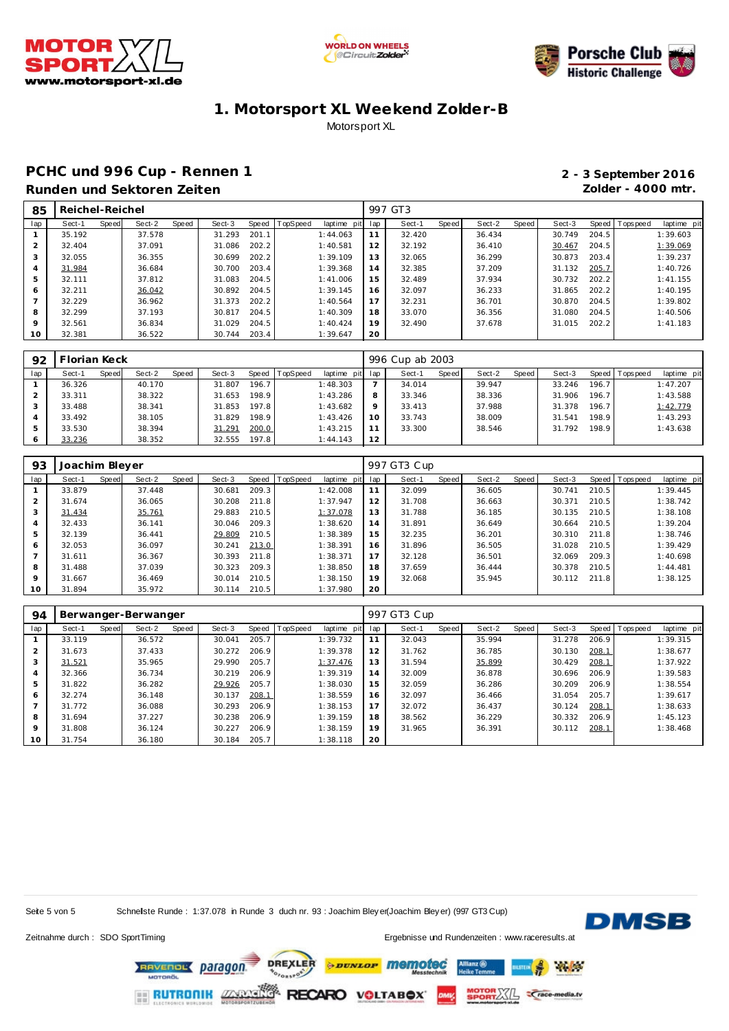# 1. Motorsport XL Weekend Zolder-B

Motorsport XL

## PCHC und 996 Cup - Rennen 1

**Runden und Sektoren Zeiten**

**2 - 3 September 2016**
**Zolder - 4000 mtr.**

| 85 | Reichel-Reichel | | | | | | | | 997 GT3 | | | | | | | | |
|---|---|---|---|---|---|---|---|---|---|---|---|---|---|---|---|---|---|
| lap | Sect-1 | Speed | Sect-2 | Speed | Sect-3 | Speed | TopSpeed | laptime pit | lap | Sect-1 | Speed | Sect-2 | Speed | Sect-3 | Speed | Topspeed | laptime pit |
| 1 | 35.192 | | 37.578 | | 31.293 | 201.1 | | 1:44.063 | 11 | 32.420 | | 36.434 | | 30.749 | 204.5 | | 1:39.603 |
| 2 | 32.404 | | 37.091 | | 31.086 | 202.2 | | 1:40.581 | 12 | 32.192 | | 36.410 | | 30.467 | 204.5 | | 1:39.069 |
| 3 | 32.055 | | 36.355 | | 30.699 | 202.2 | | 1:39.109 | 13 | 32.065 | | 36.299 | | 30.873 | 203.4 | | 1:39.237 |
| 4 | 31.984 | | 36.684 | | 30.700 | 203.4 | | 1:39.368 | 14 | 32.385 | | 37.209 | | 31.132 | 205.7 | | 1:40.726 |
| 5 | 32.111 | | 37.812 | | 31.083 | 204.5 | | 1:41.006 | 15 | 32.489 | | 37.934 | | 30.732 | 202.2 | | 1:41.155 |
| 6 | 32.211 | | 36.042 | | 30.892 | 204.5 | | 1:39.145 | 16 | 32.097 | | 36.233 | | 31.865 | 202.2 | | 1:40.195 |
| 7 | 32.229 | | 36.962 | | 31.373 | 202.2 | | 1:40.564 | 17 | 32.231 | | 36.701 | | 30.870 | 204.5 | | 1:39.802 |
| 8 | 32.299 | | 37.193 | | 30.817 | 204.5 | | 1:40.309 | 18 | 33.070 | | 36.356 | | 31.080 | 204.5 | | 1:40.506 |
| 9 | 32.561 | | 36.834 | | 31.029 | 204.5 | | 1:40.424 | 19 | 32.490 | | 37.678 | | 31.015 | 202.2 | | 1:41.183 |
| 10 | 32.381 | | 36.522 | | 30.744 | 203.4 | | 1:39.647 | 20 | | | | | | | | |

| 92 | Florian Keck | | | | | | | | 996 Cup ab 2003 | | | | | | | | |
|---|---|---|---|---|---|---|---|---|---|---|---|---|---|---|---|---|---|
| lap | Sect-1 | Speed | Sect-2 | Speed | Sect-3 | Speed | TopSpeed | laptime pit | lap | Sect-1 | Speed | Sect-2 | Speed | Sect-3 | Speed | Topspeed | laptime pit |
| 1 | 36.326 | | 40.170 | | 31.807 | 196.7 | | 1:48.303 | 7 | 34.014 | | 39.947 | | 33.246 | 196.7 | | 1:47.207 |
| 2 | 33.311 | | 38.322 | | 31.653 | 198.9 | | 1:43.286 | 8 | 33.346 | | 38.336 | | 31.906 | 196.7 | | 1:43.588 |
| 3 | 33.488 | | 38.341 | | 31.853 | 197.8 | | 1:43.682 | 9 | 33.413 | | 37.988 | | 31.378 | 196.7 | | 1:42.779 |
| 4 | 33.492 | | 38.105 | | 31.829 | 198.9 | | 1:43.426 | 10 | 33.743 | | 38.009 | | 31.541 | 198.9 | | 1:43.293 |
| 5 | 33.530 | | 38.394 | | 31.291 | 200.0 | | 1:43.215 | 11 | 33.300 | | 38.546 | | 31.792 | 198.9 | | 1:43.638 |
| 6 | 33.236 | | 38.352 | | 32.555 | 197.8 | | 1:44.143 | 12 | | | | | | | | |

| 93 | Joachim Bleyer | | | | | | | | 997 GT3 Cup | | | | | | | | |
|---|---|---|---|---|---|---|---|---|---|---|---|---|---|---|---|---|---|
| lap | Sect-1 | Speed | Sect-2 | Speed | Sect-3 | Speed | TopSpeed | laptime pit | lap | Sect-1 | Speed | Sect-2 | Speed | Sect-3 | Speed | Topspeed | laptime pit |
| 1 | 33.879 | | 37.448 | | 30.681 | 209.3 | | 1:42.008 | 11 | 32.099 | | 36.605 | | 30.741 | 210.5 | | 1:39.445 |
| 2 | 31.674 | | 36.065 | | 30.208 | 211.8 | | 1:37.947 | 12 | 31.708 | | 36.663 | | 30.371 | 210.5 | | 1:38.742 |
| 3 | 31.434 | | 35.761 | | 29.883 | 210.5 | | 1:37.078 | 13 | 31.788 | | 36.185 | | 30.135 | 210.5 | | 1:38.108 |
| 4 | 32.433 | | 36.141 | | 30.046 | 209.3 | | 1:38.620 | 14 | 31.891 | | 36.649 | | 30.664 | 210.5 | | 1:39.204 |
| 5 | 32.139 | | 36.441 | | 29.809 | 210.5 | | 1:38.389 | 15 | 32.235 | | 36.201 | | 30.310 | 211.8 | | 1:38.746 |
| 6 | 32.053 | | 36.097 | | 30.241 | 213.0 | | 1:38.391 | 16 | 31.896 | | 36.505 | | 31.028 | 210.5 | | 1:39.429 |
| 7 | 31.611 | | 36.367 | | 30.393 | 211.8 | | 1:38.371 | 17 | 32.128 | | 36.501 | | 32.069 | 209.3 | | 1:40.698 |
| 8 | 31.488 | | 37.039 | | 30.323 | 209.3 | | 1:38.850 | 18 | 37.659 | | 36.444 | | 30.378 | 210.5 | | 1:44.481 |
| 9 | 31.667 | | 36.469 | | 30.014 | 210.5 | | 1:38.150 | 19 | 32.068 | | 35.945 | | 30.112 | 211.8 | | 1:38.125 |
| 10 | 31.894 | | 35.972 | | 30.114 | 210.5 | | 1:37.980 | 20 | | | | | | | | |

| 94 | Berwanger-Berwanger | | | | | | | | 997 GT3 Cup | | | | | | | | |
|---|---|---|---|---|---|---|---|---|---|---|---|---|---|---|---|---|---|
| lap | Sect-1 | Speed | Sect-2 | Speed | Sect-3 | Speed | TopSpeed | laptime pit | lap | Sect-1 | Speed | Sect-2 | Speed | Sect-3 | Speed | Topspeed | laptime pit |
| 1 | 33.119 | | 36.572 | | 30.041 | 205.7 | | 1:39.732 | 11 | 32.043 | | 35.994 | | 31.278 | 206.9 | | 1:39.315 |
| 2 | 31.673 | | 37.433 | | 30.272 | 206.9 | | 1:39.378 | 12 | 31.762 | | 36.785 | | 30.130 | 208.1 | | 1:38.677 |
| 3 | 31.521 | | 35.965 | | 29.990 | 205.7 | | 1:37.476 | 13 | 31.594 | | 35.899 | | 30.429 | 208.1 | | 1:37.922 |
| 4 | 32.366 | | 36.734 | | 30.219 | 206.9 | | 1:39.319 | 14 | 32.009 | | 36.878 | | 30.696 | 206.9 | | 1:39.583 |
| 5 | 31.822 | | 36.282 | | 29.926 | 205.7 | | 1:38.030 | 15 | 32.059 | | 36.286 | | 30.209 | 206.9 | | 1:38.554 |
| 6 | 32.274 | | 36.148 | | 30.137 | 208.1 | | 1:38.559 | 16 | 32.097 | | 36.466 | | 31.054 | 205.7 | | 1:39.617 |
| 7 | 31.772 | | 36.088 | | 30.293 | 206.9 | | 1:38.153 | 17 | 32.072 | | 36.437 | | 30.124 | 208.1 | | 1:38.633 |
| 8 | 31.694 | | 37.227 | | 30.238 | 206.9 | | 1:39.159 | 18 | 38.562 | | 36.229 | | 30.332 | 206.9 | | 1:45.123 |
| 9 | 31.808 | | 36.124 | | 30.227 | 206.9 | | 1:38.159 | 19 | 31.965 | | 36.391 | | 30.112 | 208.1 | | 1:38.468 |
| 10 | 31.754 | | 36.180 | | 30.184 | 205.7 | | 1:38.118 | 20 | | | | | | | | |

Schnellste Runde : 1:37.078 in Runde 3 duch nr. 93 : Joachim Bleyer(Joachim Bleyer) (997 GT3 Cup)

Zeitnahme durch : SDO SportTiming

Ergebnisse und Rundenzeiten : www.raceresults.at